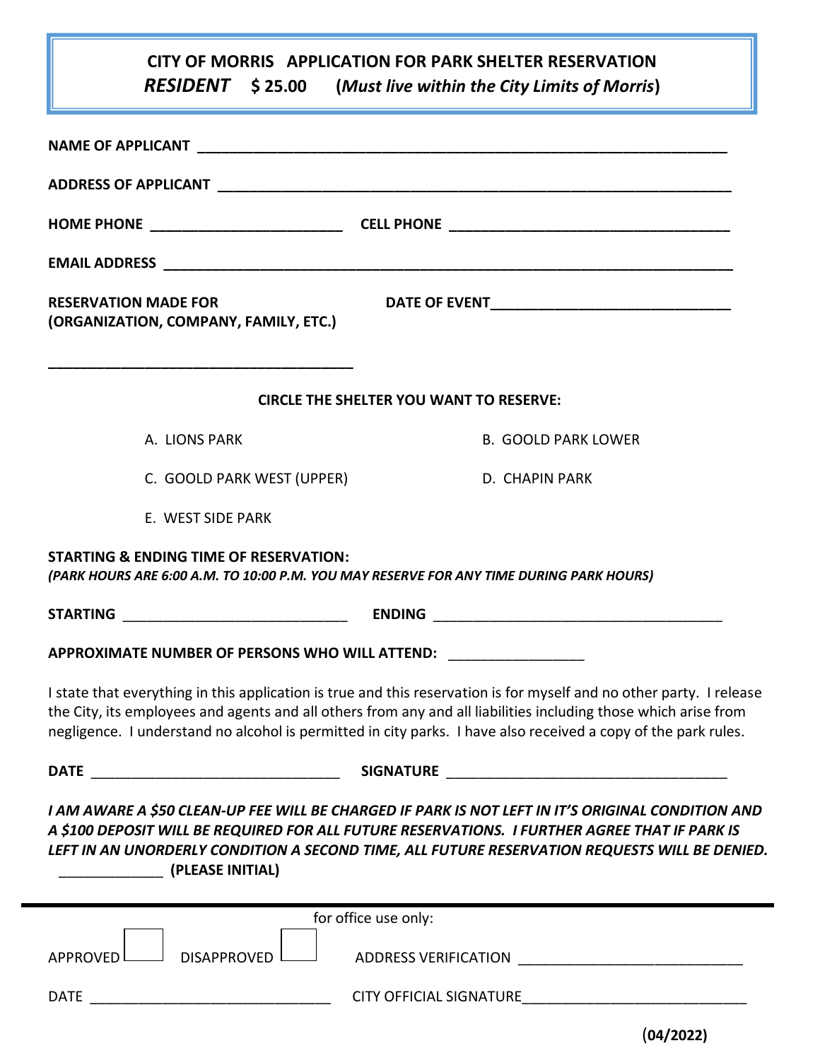# CITY OF MORRIS APPLICATION FOR PARK SHELTER RESERVATION

## *RESIDENT* $ 25.00 (*Must live within the City Limits of Morris*)

**NAME OF APPLICANT** ______________________________________________

**ADDRESS OF APPLICANT** ______________________________________________

**HOME PHONE** ________________________ **CELL PHONE** ________________________

**EMAIL ADDRESS** ______________________________________________

**RESERVATION MADE FOR (ORGANIZATION, COMPANY, FAMILY, ETC.)** ________________________ **DATE OF EVENT** ________________________

**CIRCLE THE SHELTER YOU WANT TO RESERVE:**

A. LIONS PARK

B. GOOLD PARK LOWER

C. GOOLD PARK WEST (UPPER)

D. CHAPIN PARK

E. WEST SIDE PARK

**STARTING & ENDING TIME OF RESERVATION:**
***(PARK HOURS ARE 6:00 A.M. TO 10:00 P.M. YOU MAY RESERVE FOR ANY TIME DURING PARK HOURS)***

**STARTING** ________________________ **ENDING** ________________________

**APPROXIMATE NUMBER OF PERSONS WHO WILL ATTEND:** ________________

I state that everything in this application is true and this reservation is for myself and no other party. I release the City, its employees and agents and all others from any and all liabilities including those which arise from negligence. I understand no alcohol is permitted in city parks. I have also received a copy of the park rules.

**DATE** ________________________ **SIGNATURE** ________________________

***I AM AWARE A $50 CLEAN-UP FEE WILL BE CHARGED IF PARK IS NOT LEFT IN IT'S ORIGINAL CONDITION AND A $100 DEPOSIT WILL BE REQUIRED FOR ALL FUTURE RESERVATIONS. I FURTHER AGREE THAT IF PARK IS LEFT IN AN UNORDERLY CONDITION A SECOND TIME, ALL FUTURE RESERVATION REQUESTS WILL BE DENIED.***
____________ **(PLEASE INITIAL)**

---

for office use only:

APPROVED ☐ DISAPPROVED ☐ ADDRESS VERIFICATION ________________________

DATE ________________________ CITY OFFICIAL SIGNATURE ________________________

**(04/2022)**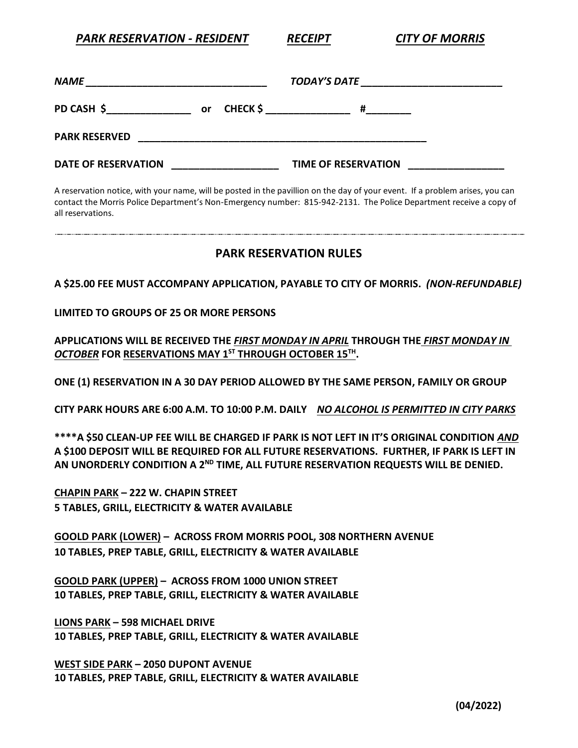***PARK RESERVATION - RESIDENT*** ***RECEIPT*** ***CITY OF MORRIS***

*NAME* ________________________________ *TODAY'S DATE* _________________________

**PD CASH $________________ or CHECK $ ________________ #________**

**PARK RESERVED** ______________________________________________________

**DATE OF RESERVATION** ____________________ **TIME OF RESERVATION** _________________

A reservation notice, with your name, will be posted in the pavillion on the day of your event. If a problem arises, you can contact the Morris Police Department's Non-Emergency number: 815-942-2131. The Police Department receive a copy of all reservations.

---

## PARK RESERVATION RULES

**A $25.00 FEE MUST ACCOMPANY APPLICATION, PAYABLE TO CITY OF MORRIS. *(NON-REFUNDABLE)***

**LIMITED TO GROUPS OF 25 OR MORE PERSONS**

**APPLICATIONS WILL BE RECEIVED THE *FIRST MONDAY IN APRIL* THROUGH THE *FIRST MONDAY IN OCTOBER* FOR RESERVATIONS MAY 1ST THROUGH OCTOBER 15TH.**

**ONE (1) RESERVATION IN A 30 DAY PERIOD ALLOWED BY THE SAME PERSON, FAMILY OR GROUP**

**CITY PARK HOURS ARE 6:00 A.M. TO 10:00 P.M. DAILY** ***NO ALCOHOL IS PERMITTED IN CITY PARKS***

**\*\*\*\*A $50 CLEAN-UP FEE WILL BE CHARGED IF PARK IS NOT LEFT IN IT'S ORIGINAL CONDITION *AND* A $100 DEPOSIT WILL BE REQUIRED FOR ALL FUTURE RESERVATIONS. FURTHER, IF PARK IS LEFT IN AN UNORDERLY CONDITION A 2ND TIME, ALL FUTURE RESERVATION REQUESTS WILL BE DENIED.**

**CHAPIN PARK – 222 W. CHAPIN STREET**
**5 TABLES, GRILL, ELECTRICITY & WATER AVAILABLE**

**GOOLD PARK (LOWER) – ACROSS FROM MORRIS POOL, 308 NORTHERN AVENUE**
**10 TABLES, PREP TABLE, GRILL, ELECTRICITY & WATER AVAILABLE**

**GOOLD PARK (UPPER) – ACROSS FROM 1000 UNION STREET**
**10 TABLES, PREP TABLE, GRILL, ELECTRICITY & WATER AVAILABLE**

**LIONS PARK – 598 MICHAEL DRIVE**
**10 TABLES, PREP TABLE, GRILL, ELECTRICITY & WATER AVAILABLE**

**WEST SIDE PARK – 2050 DUPONT AVENUE**
**10 TABLES, PREP TABLE, GRILL, ELECTRICITY & WATER AVAILABLE**

**(04/2022)**